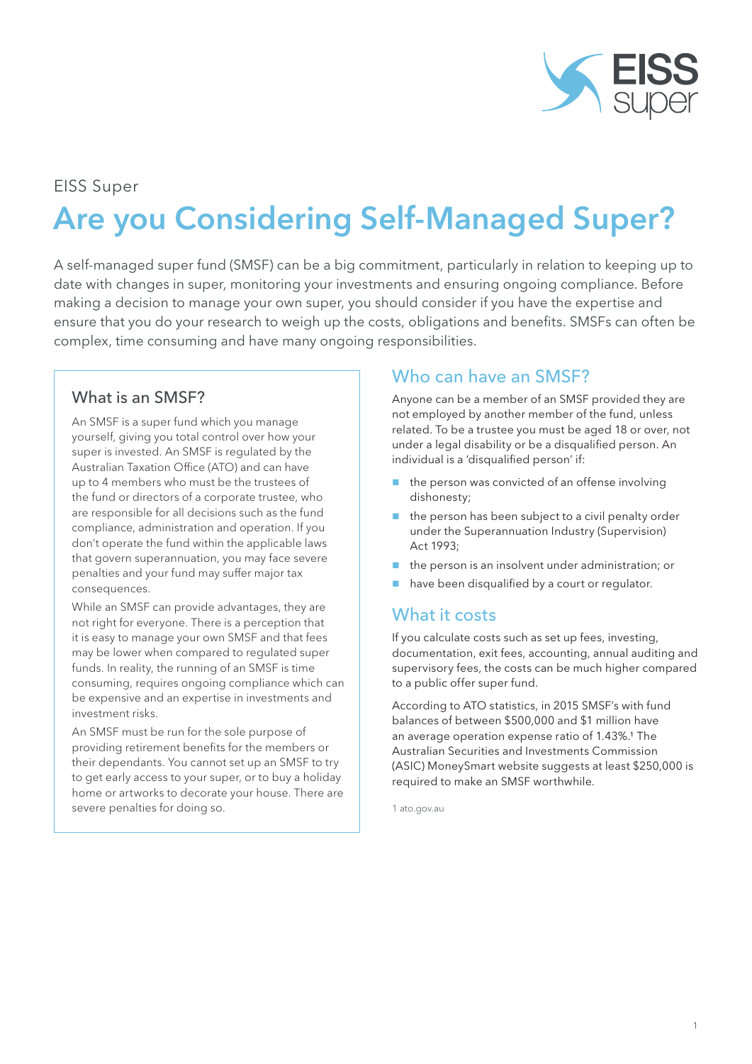EISS Super

# Are you Considering Self-Managed Super?

A self-managed super fund (SMSF) can be a big commitment, particularly in relation to keeping up to date with changes in super, monitoring your investments and ensuring ongoing compliance. Before making a decision to manage your own super, you should consider if you have the expertise and ensure that you do your research to weigh up the costs, obligations and benefits. SMSFs can often be complex, time consuming and have many ongoing responsibilities.

### What is an SMSF?

An SMSF is a super fund which you manage yourself, giving you total control over how your super is invested. An SMSF is regulated by the Australian Taxation Office (ATO) and can have up to 4 members who must be the trustees of the fund or directors of a corporate trustee, who are responsible for all decisions such as the fund compliance, administration and operation. If you don't operate the fund within the applicable laws that govern superannuation, you may face severe penalties and your fund may suffer major tax consequences.

While an SMSF can provide advantages, they are not right for everyone. There is a perception that it is easy to manage your own SMSF and that fees may be lower when compared to regulated super funds. In reality, the running of an SMSF is time consuming, requires ongoing compliance which can be expensive and an expertise in investments and investment risks.

An SMSF must be run for the sole purpose of providing retirement benefits for the members or their dependants. You cannot set up an SMSF to try to get early access to your super, or to buy a holiday home or artworks to decorate your house. There are severe penalties for doing so.

## Who can have an SMSF?

Anyone can be a member of an SMSF provided they are not employed by another member of the fund, unless related. To be a trustee you must be aged 18 or over, not under a legal disability or be a disqualified person. An individual is a 'disqualified person' if:

- the person was convicted of an offense involving dishonesty;
- the person has been subject to a civil penalty order under the Superannuation Industry (Supervision) Act 1993;
- the person is an insolvent under administration; or
- have been disqualified by a court or regulator.

## What it costs

If you calculate costs such as set up fees, investing, documentation, exit fees, accounting, annual auditing and supervisory fees, the costs can be much higher compared to a public offer super fund.

According to ATO statistics, in 2015 SMSF's with fund balances of between $500,000 and $1 million have an average operation expense ratio of 1.43%.[1] The Australian Securities and Investments Commission (ASIC) MoneySmart website suggests at least $250,000 is required to make an SMSF worthwhile.

1 ato.gov.au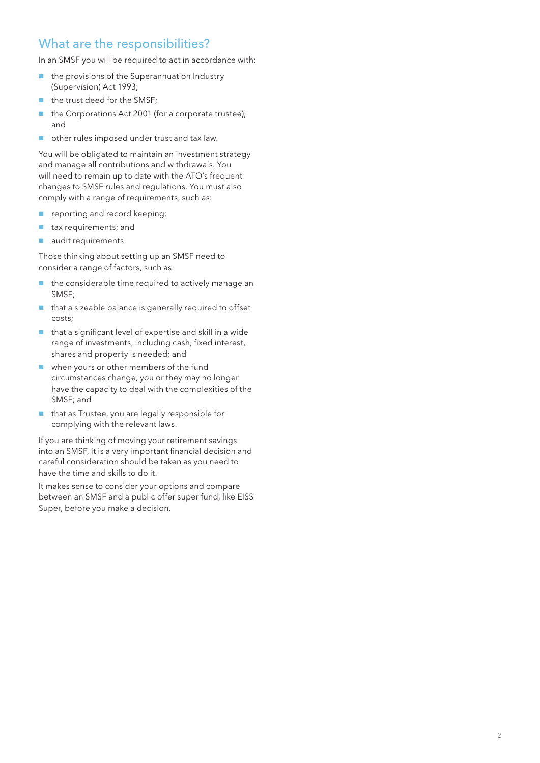## What are the responsibilities?

In an SMSF you will be required to act in accordance with:

- the provisions of the Superannuation Industry (Supervision) Act 1993;
- the trust deed for the SMSF;
- the Corporations Act 2001 (for a corporate trustee); and
- other rules imposed under trust and tax law.

You will be obligated to maintain an investment strategy and manage all contributions and withdrawals. You will need to remain up to date with the ATO's frequent changes to SMSF rules and regulations. You must also comply with a range of requirements, such as:

- reporting and record keeping;
- tax requirements; and
- audit requirements.

Those thinking about setting up an SMSF need to consider a range of factors, such as:

- the considerable time required to actively manage an SMSF;
- that a sizeable balance is generally required to offset costs;
- that a significant level of expertise and skill in a wide range of investments, including cash, fixed interest, shares and property is needed; and
- when yours or other members of the fund circumstances change, you or they may no longer have the capacity to deal with the complexities of the SMSF; and
- that as Trustee, you are legally responsible for complying with the relevant laws.

If you are thinking of moving your retirement savings into an SMSF, it is a very important financial decision and careful consideration should be taken as you need to have the time and skills to do it.

It makes sense to consider your options and compare between an SMSF and a public offer super fund, like EISS Super, before you make a decision.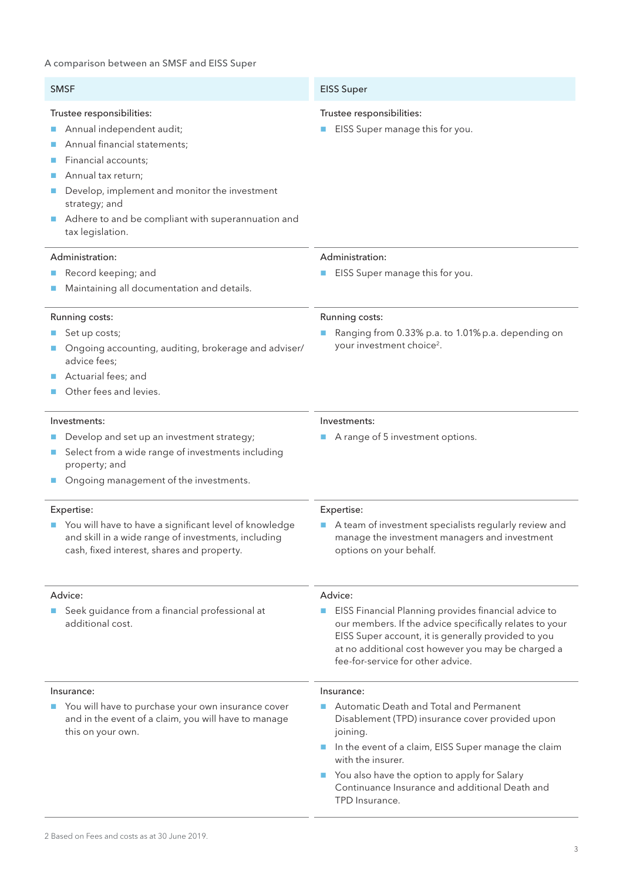A comparison between an SMSF and EISS Super

| SMSF | EISS Super |
|---|---|
| Trustee responsibilities:<br>■ Annual independent audit;<br>■ Annual financial statements;<br>■ Financial accounts;<br>■ Annual tax return;<br>■ Develop, implement and monitor the investment strategy; and<br>■ Adhere to and be compliant with superannuation and tax legislation. | Trustee responsibilities:<br>■ EISS Super manage this for you. |
| Administration:<br>■ Record keeping; and<br>■ Maintaining all documentation and details. | Administration:<br>■ EISS Super manage this for you. |
| Running costs:<br>■ Set up costs;<br>■ Ongoing accounting, auditing, brokerage and adviser/advice fees;<br>■ Actuarial fees; and<br>■ Other fees and levies. | Running costs:<br>■ Ranging from 0.33% p.a. to 1.01% p.a. depending on your investment choice[2]. |
| Investments:<br>■ Develop and set up an investment strategy;<br>■ Select from a wide range of investments including property; and<br>■ Ongoing management of the investments. | Investments:<br>■ A range of 5 investment options. |
| Expertise:<br>■ You will have to have a significant level of knowledge and skill in a wide range of investments, including cash, fixed interest, shares and property. | Expertise:<br>■ A team of investment specialists regularly review and manage the investment managers and investment options on your behalf. |
| Advice:<br>■ Seek guidance from a financial professional at additional cost. | Advice:<br>■ EISS Financial Planning provides financial advice to our members. If the advice specifically relates to your EISS Super account, it is generally provided to you at no additional cost however you may be charged a fee-for-service for other advice. |
| Insurance:<br>■ You will have to purchase your own insurance cover and in the event of a claim, you will have to manage this on your own. | Insurance:<br>■ Automatic Death and Total and Permanent Disablement (TPD) insurance cover provided upon joining.<br>■ In the event of a claim, EISS Super manage the claim with the insurer.<br>■ You also have the option to apply for Salary Continuance Insurance and additional Death and TPD Insurance. |

2 Based on Fees and costs as at 30 June 2019.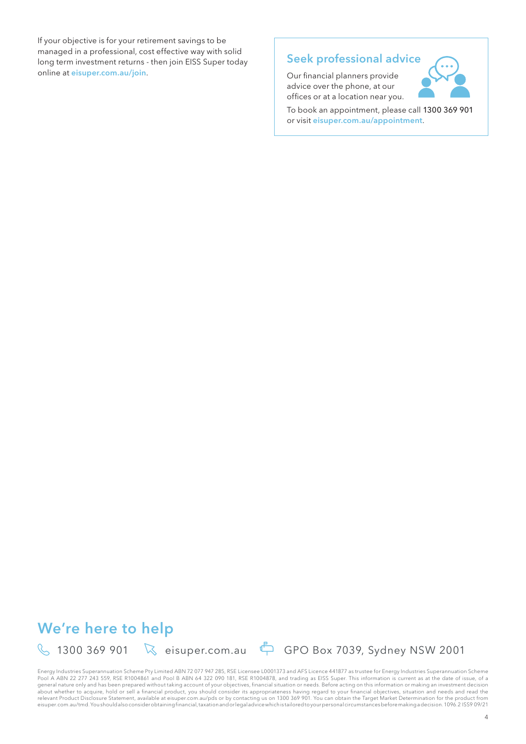If your objective is for your retirement savings to be managed in a professional, cost effective way with solid long term investment returns - then join EISS Super today online at eisuper.com.au/join.

## Seek professional advice

Our financial planners provide advice over the phone, at our offices or at a location near you.

To book an appointment, please call 1300 369 901 or visit eisuper.com.au/appointment.

## We're here to help

1300 369 901 eisuper.com.au GPO Box 7039, Sydney NSW 2001

Energy Industries Superannuation Scheme Pty Limited ABN 72 077 947 285, RSE Licensee L0001373 and AFS Licence 441877 as trustee for Energy Industries Superannuation Scheme Pool A ABN 22 277 243 559, RSE R1004861 and Pool B ABN 64 322 090 181, RSE R1004878, and trading as EISS Super. This information is current as at the date of issue, of a general nature only and has been prepared without taking account of your objectives, financial situation or needs. Before acting on this information or making an investment decision about whether to acquire, hold or sell a financial product, you should consider its appropriateness having regard to your financial objectives, situation and needs and read the relevant Product Disclosure Statement, available at eisuper.com.au/pds or by contacting us on 1300 369 901. You can obtain the Target Market Determination for the product from eisuper.com.au/tmd. You should also consider obtaining financial, taxation and or legal advice which is tailored to your personal circumstances before making a decision. 1096.2 ISS9 09/21